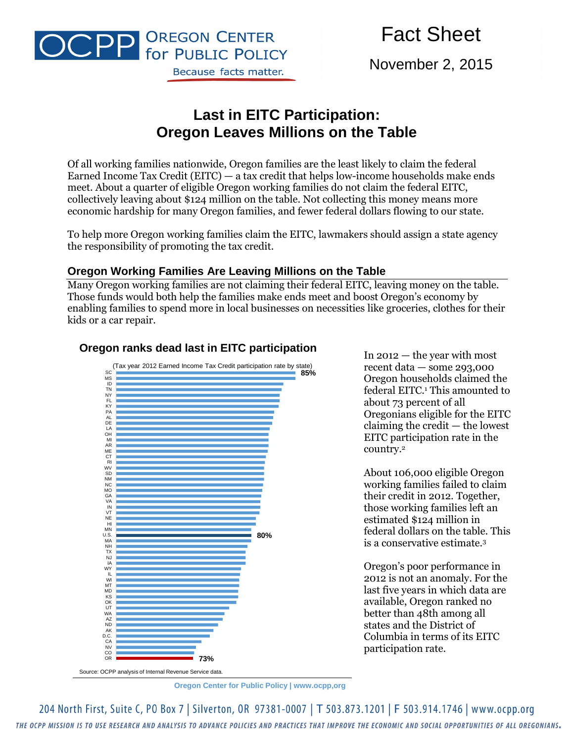OCPP Oregon Center for Public Policy
Because facts matter.

Fact Sheet

November 2, 2015

# Last in EITC Participation: Oregon Leaves Millions on the Table

Of all working families nationwide, Oregon families are the least likely to claim the federal Earned Income Tax Credit (EITC) — a tax credit that helps low-income households make ends meet. About a quarter of eligible Oregon working families do not claim the federal EITC, collectively leaving about $124 million on the table. Not collecting this money means more economic hardship for many Oregon families, and fewer federal dollars flowing to our state.

To help more Oregon working families claim the EITC, lawmakers should assign a state agency the responsibility of promoting the tax credit.

## Oregon Working Families Are Leaving Millions on the Table

Many Oregon working families are not claiming their federal EITC, leaving money on the table. Those funds would both help the families make ends meet and boost Oregon's economy by enabling families to spend more in local businesses on necessities like groceries, clothes for their kids or a car repair.

### Oregon ranks dead last in EITC participation

(Tax year 2012 Earned Income Tax Credit participation rate by state)

SC
MS
ID
TN
NY
FL
KY
PA
AL
DE
LA
OH
MI
AR
ME
CT
RI
WV
SD
NM
NC
MO
GA
VA
IN
VT
NE
HI
MN
U.S.
MA
NH
TX
NJ
IA
WY
IL
WI
MT
MD
KS
OK
UT
WA
AZ
ND
AK
D.C.
CA
NV
CO
OR

85%
80%
73%

Source: OCPP analysis of Internal Revenue Service data.

Oregon Center for Public Policy | www.ocpp,org

In 2012 — the year with most recent data — some 293,000 Oregon households claimed the federal EITC.[1] This amounted to about 73 percent of all Oregonians eligible for the EITC claiming the credit — the lowest EITC participation rate in the country.[2]

About 106,000 eligible Oregon working families failed to claim their credit in 2012. Together, those working families left an estimated $124 million in federal dollars on the table. This is a conservative estimate.[3]

Oregon's poor performance in 2012 is not an anomaly. For the last five years in which data are available, Oregon ranked no better than 48th among all states and the District of Columbia in terms of its EITC participation rate.

204 North First, Suite C, PO Box 7 | Silverton, OR 97381-0007 | T 503.873.1201 | F 503.914.1746 | www.ocpp.org

*THE OCPP MISSION IS TO USE RESEARCH AND ANALYSIS TO ADVANCE POLICIES AND PRACTICES THAT IMPROVE THE ECONOMIC AND SOCIAL OPPORTUNITIES OF ALL OREGONIANS.*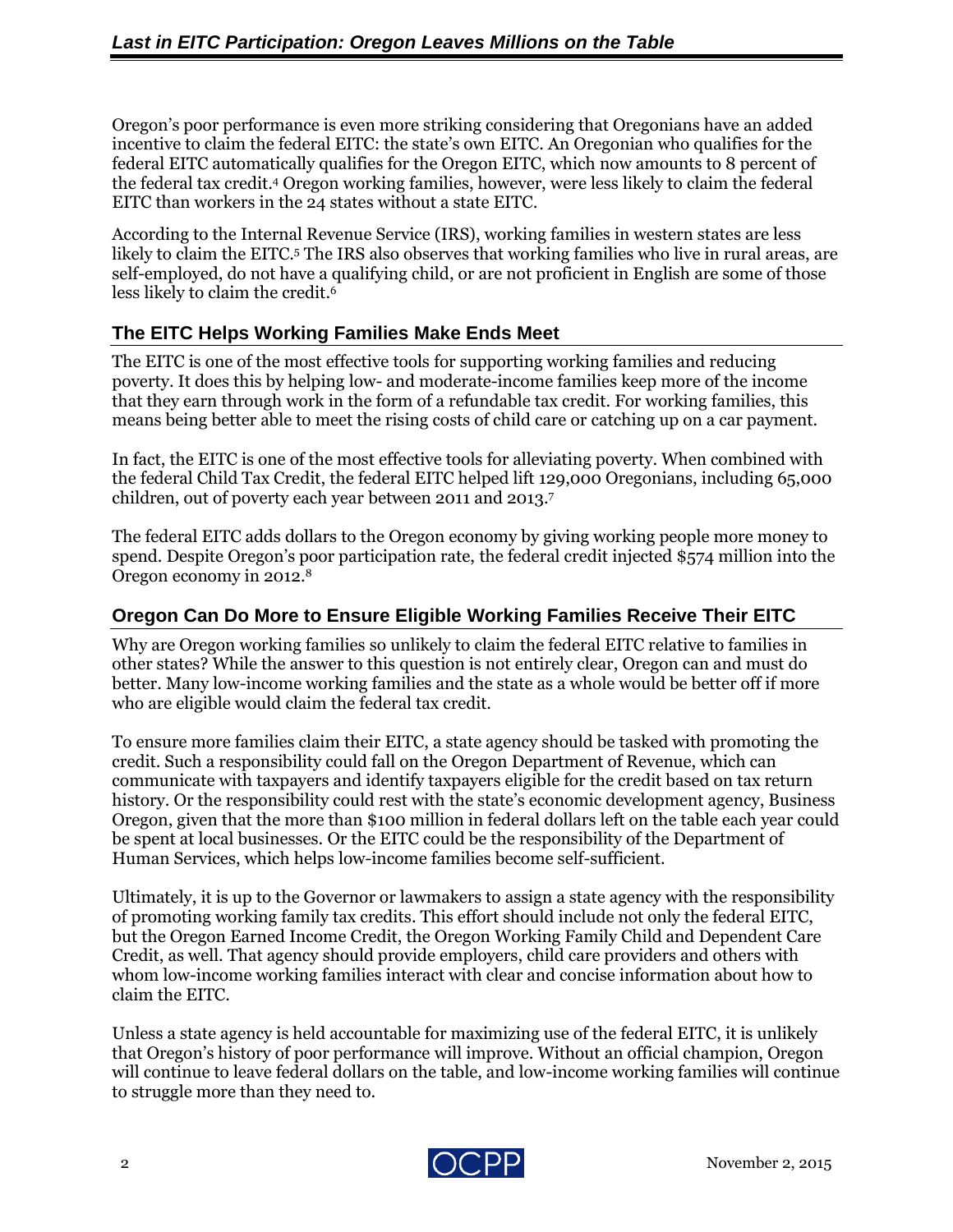Oregon's poor performance is even more striking considering that Oregonians have an added incentive to claim the federal EITC: the state's own EITC. An Oregonian who qualifies for the federal EITC automatically qualifies for the Oregon EITC, which now amounts to 8 percent of the federal tax credit.[4] Oregon working families, however, were less likely to claim the federal EITC than workers in the 24 states without a state EITC.

According to the Internal Revenue Service (IRS), working families in western states are less likely to claim the EITC.[5] The IRS also observes that working families who live in rural areas, are self-employed, do not have a qualifying child, or are not proficient in English are some of those less likely to claim the credit.[6]

## The EITC Helps Working Families Make Ends Meet

The EITC is one of the most effective tools for supporting working families and reducing poverty. It does this by helping low- and moderate-income families keep more of the income that they earn through work in the form of a refundable tax credit. For working families, this means being better able to meet the rising costs of child care or catching up on a car payment.

In fact, the EITC is one of the most effective tools for alleviating poverty. When combined with the federal Child Tax Credit, the federal EITC helped lift 129,000 Oregonians, including 65,000 children, out of poverty each year between 2011 and 2013.[7]

The federal EITC adds dollars to the Oregon economy by giving working people more money to spend. Despite Oregon's poor participation rate, the federal credit injected $574 million into the Oregon economy in 2012.[8]

## Oregon Can Do More to Ensure Eligible Working Families Receive Their EITC

Why are Oregon working families so unlikely to claim the federal EITC relative to families in other states? While the answer to this question is not entirely clear, Oregon can and must do better. Many low-income working families and the state as a whole would be better off if more who are eligible would claim the federal tax credit.

To ensure more families claim their EITC, a state agency should be tasked with promoting the credit. Such a responsibility could fall on the Oregon Department of Revenue, which can communicate with taxpayers and identify taxpayers eligible for the credit based on tax return history. Or the responsibility could rest with the state's economic development agency, Business Oregon, given that the more than $100 million in federal dollars left on the table each year could be spent at local businesses. Or the EITC could be the responsibility of the Department of Human Services, which helps low-income families become self-sufficient.

Ultimately, it is up to the Governor or lawmakers to assign a state agency with the responsibility of promoting working family tax credits. This effort should include not only the federal EITC, but the Oregon Earned Income Credit, the Oregon Working Family Child and Dependent Care Credit, as well. That agency should provide employers, child care providers and others with whom low-income working families interact with clear and concise information about how to claim the EITC.

Unless a state agency is held accountable for maximizing use of the federal EITC, it is unlikely that Oregon's history of poor performance will improve. Without an official champion, Oregon will continue to leave federal dollars on the table, and low-income working families will continue to struggle more than they need to.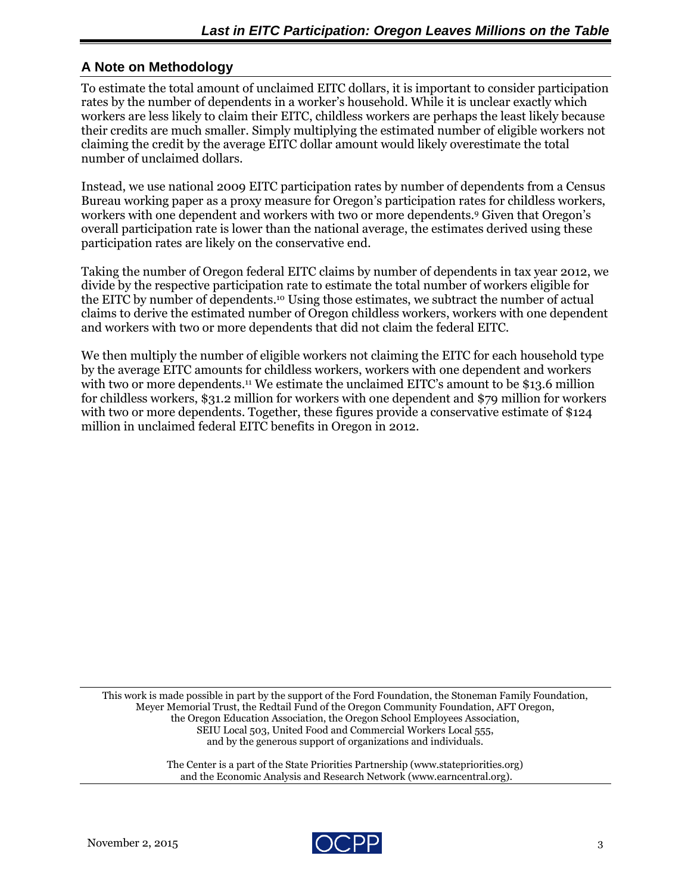## A Note on Methodology

To estimate the total amount of unclaimed EITC dollars, it is important to consider participation rates by the number of dependents in a worker's household. While it is unclear exactly which workers are less likely to claim their EITC, childless workers are perhaps the least likely because their credits are much smaller. Simply multiplying the estimated number of eligible workers not claiming the credit by the average EITC dollar amount would likely overestimate the total number of unclaimed dollars.

Instead, we use national 2009 EITC participation rates by number of dependents from a Census Bureau working paper as a proxy measure for Oregon's participation rates for childless workers, workers with one dependent and workers with two or more dependents.[9] Given that Oregon's overall participation rate is lower than the national average, the estimates derived using these participation rates are likely on the conservative end.

Taking the number of Oregon federal EITC claims by number of dependents in tax year 2012, we divide by the respective participation rate to estimate the total number of workers eligible for the EITC by number of dependents.[10] Using those estimates, we subtract the number of actual claims to derive the estimated number of Oregon childless workers, workers with one dependent and workers with two or more dependents that did not claim the federal EITC.

We then multiply the number of eligible workers not claiming the EITC for each household type by the average EITC amounts for childless workers, workers with one dependent and workers with two or more dependents.[11] We estimate the unclaimed EITC's amount to be $13.6 million for childless workers, $31.2 million for workers with one dependent and $79 million for workers with two or more dependents. Together, these figures provide a conservative estimate of $124 million in unclaimed federal EITC benefits in Oregon in 2012.

This work is made possible in part by the support of the Ford Foundation, the Stoneman Family Foundation, Meyer Memorial Trust, the Redtail Fund of the Oregon Community Foundation, AFT Oregon, the Oregon Education Association, the Oregon School Employees Association, SEIU Local 503, United Food and Commercial Workers Local 555, and by the generous support of organizations and individuals.

The Center is a part of the State Priorities Partnership (www.statepriorities.org) and the Economic Analysis and Research Network (www.earncentral.org).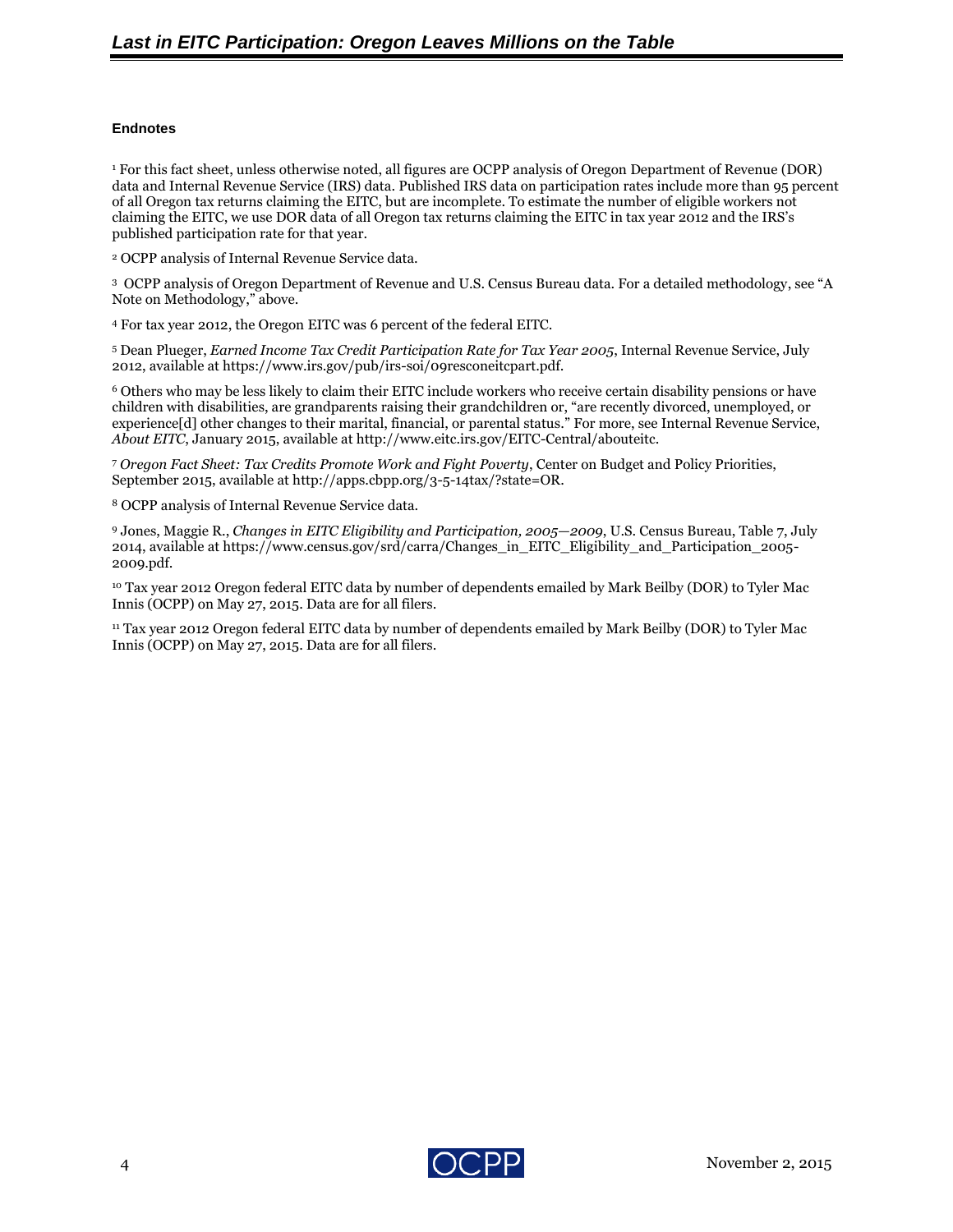### Endnotes

[1] For this fact sheet, unless otherwise noted, all figures are OCPP analysis of Oregon Department of Revenue (DOR) data and Internal Revenue Service (IRS) data. Published IRS data on participation rates include more than 95 percent of all Oregon tax returns claiming the EITC, but are incomplete. To estimate the number of eligible workers not claiming the EITC, we use DOR data of all Oregon tax returns claiming the EITC in tax year 2012 and the IRS's published participation rate for that year.

[2] OCPP analysis of Internal Revenue Service data.

[3] OCPP analysis of Oregon Department of Revenue and U.S. Census Bureau data. For a detailed methodology, see "A Note on Methodology," above.

[4] For tax year 2012, the Oregon EITC was 6 percent of the federal EITC.

[5] Dean Plueger, *Earned Income Tax Credit Participation Rate for Tax Year 2005*, Internal Revenue Service, July 2012, available at https://www.irs.gov/pub/irs-soi/09resconeitcpart.pdf.

[6] Others who may be less likely to claim their EITC include workers who receive certain disability pensions or have children with disabilities, are grandparents raising their grandchildren or, "are recently divorced, unemployed, or experience[d] other changes to their marital, financial, or parental status." For more, see Internal Revenue Service, *About EITC*, January 2015, available at http://www.eitc.irs.gov/EITC-Central/abouteitc.

[7] *Oregon Fact Sheet: Tax Credits Promote Work and Fight Poverty*, Center on Budget and Policy Priorities, September 2015, available at http://apps.cbpp.org/3-5-14tax/?state=OR.

[8] OCPP analysis of Internal Revenue Service data.

[9] Jones, Maggie R., *Changes in EITC Eligibility and Participation, 2005—2009*, U.S. Census Bureau, Table 7, July 2014, available at https://www.census.gov/srd/carra/Changes_in_EITC_Eligibility_and_Participation_2005-2009.pdf.

[10] Tax year 2012 Oregon federal EITC data by number of dependents emailed by Mark Beilby (DOR) to Tyler Mac Innis (OCPP) on May 27, 2015. Data are for all filers.

[11] Tax year 2012 Oregon federal EITC data by number of dependents emailed by Mark Beilby (DOR) to Tyler Mac Innis (OCPP) on May 27, 2015. Data are for all filers.